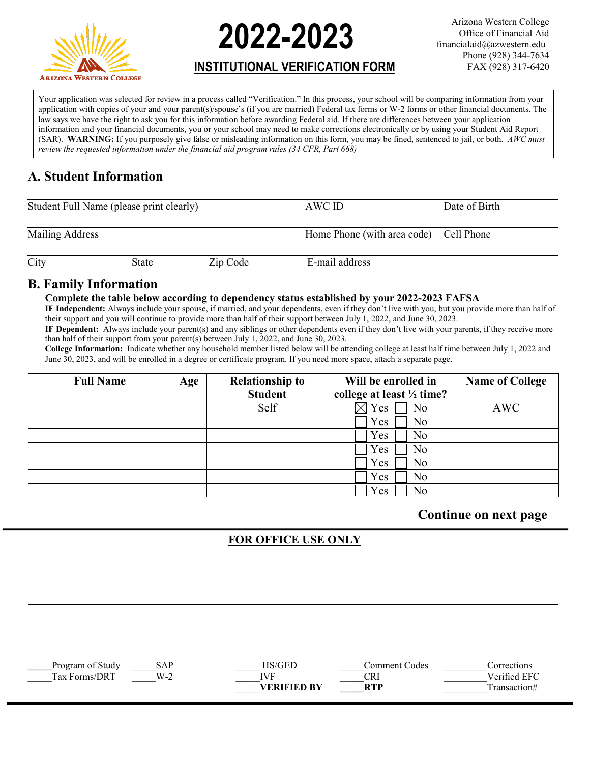# 2022-2023

## INSTITUTIONAL VERIFICATION FORM

Arizona Western College
Office of Financial Aid
financialaid@azwestern.edu
Phone (928) 344-7634
FAX (928) 317-6420

Your application was selected for review in a process called "Verification." In this process, your school will be comparing information from your application with copies of your and your parent(s)/spouse's (if you are married) Federal tax forms or W-2 forms or other financial documents. The law says we have the right to ask you for this information before awarding Federal aid. If there are differences between your application information and your financial documents, you or your school may need to make corrections electronically or by using your Student Aid Report (SAR). **WARNING:** If you purposely give false or misleading information on this form, you may be fined, sentenced to jail, or both. *AWC must review the requested information under the financial aid program rules (34 CFR, Part 668)*

## A. Student Information

| Student Full Name (please print clearly) | | AWC ID | Date of Birth |
|---|---|---|---|
| Mailing Address | | Home Phone (with area code) | Cell Phone |
| City | State | Zip Code | E-mail address |

## B. Family Information

**Complete the table below according to dependency status established by your 2022-2023 FAFSA**

**IF Independent:** Always include your spouse, if married, and your dependents, even if they don't live with you, but you provide more than half of their support and you will continue to provide more than half of their support between July 1, 2022, and June 30, 2023.

**IF Dependent:** Always include your parent(s) and any siblings or other dependents even if they don't live with your parents, if they receive more than half of their support from your parent(s) between July 1, 2022, and June 30, 2023.

**College Information:** Indicate whether any household member listed below will be attending college at least half time between July 1, 2022 and June 30, 2023, and will be enrolled in a degree or certificate program. If you need more space, attach a separate page.

| Full Name | Age | Relationship to Student | Will be enrolled in college at least ½ time? | Name of College |
|---|---|---|---|---|
| | | Self | ☒ Yes ☐ No | AWC |
| | | | ☐ Yes ☐ No | |
| | | | ☐ Yes ☐ No | |
| | | | ☐ Yes ☐ No | |
| | | | ☐ Yes ☐ No | |
| | | | ☐ Yes ☐ No | |
| | | | ☐ Yes ☐ No | |

**Continue on next page**

---

### FOR OFFICE USE ONLY

| | | | | |
|---|---|---|---|---|
| _____Program of Study | _____SAP | _____HS/GED | _____Comment Codes | _________Corrections |
| _____Tax Forms/DRT | _____W-2 | _____IVF | _____CRI | _________Verified EFC |
| | | _____**VERIFIED BY** | _____**RTP** | _________Transaction# |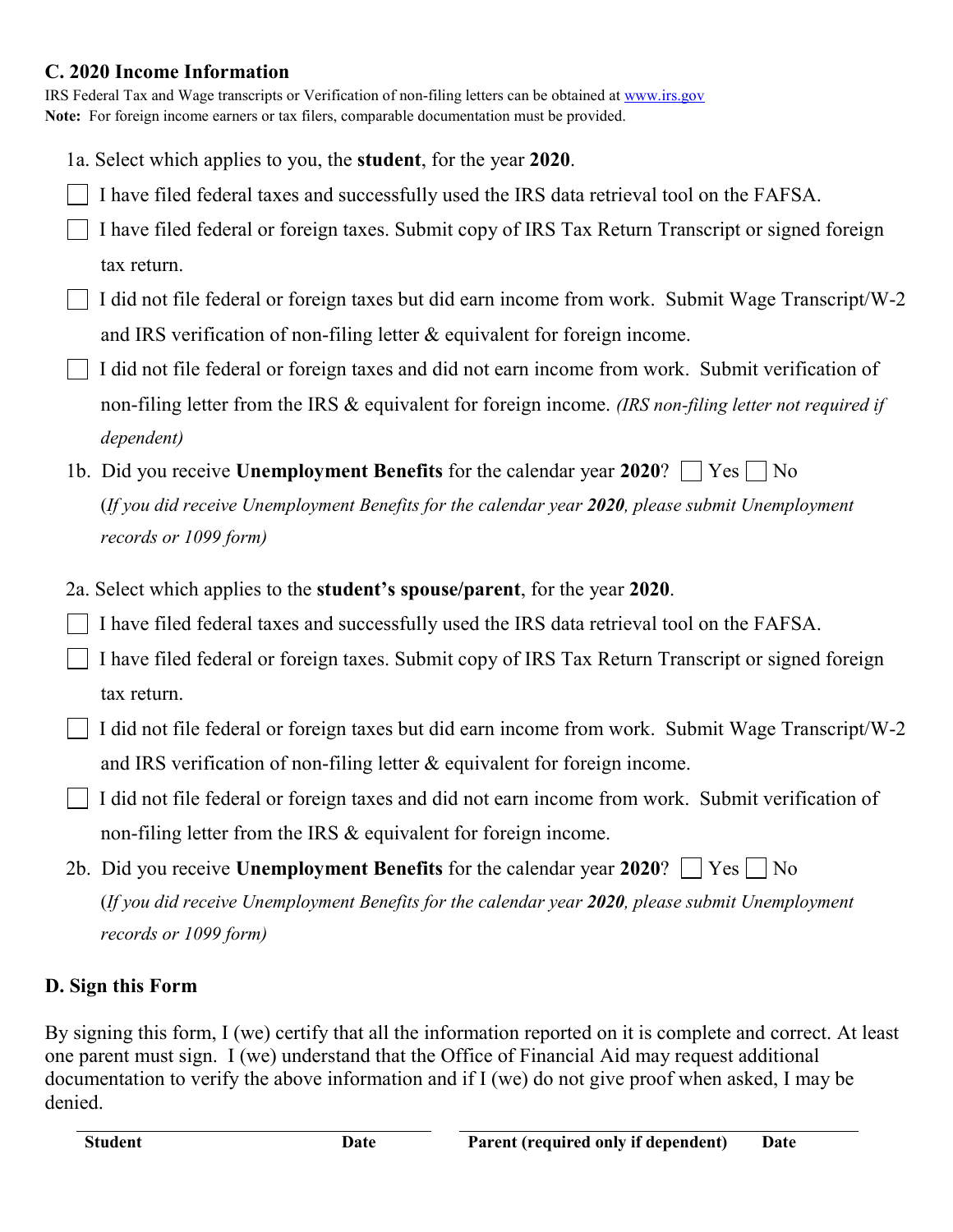## C. 2020 Income Information

IRS Federal Tax and Wage transcripts or Verification of non-filing letters can be obtained at [www.irs.gov](http://www.irs.gov)
**Note:** For foreign income earners or tax filers, comparable documentation must be provided.

1a. Select which applies to you, the **student**, for the year **2020**.

- ☐ I have filed federal taxes and successfully used the IRS data retrieval tool on the FAFSA.
- ☐ I have filed federal or foreign taxes. Submit copy of IRS Tax Return Transcript or signed foreign tax return.
- ☐ I did not file federal or foreign taxes but did earn income from work. Submit Wage Transcript/W-2 and IRS verification of non-filing letter & equivalent for foreign income.
- ☐ I did not file federal or foreign taxes and did not earn income from work. Submit verification of non-filing letter from the IRS & equivalent for foreign income. *(IRS non-filing letter not required if dependent)*

1b. Did you receive **Unemployment Benefits** for the calendar year **2020**? ☐ Yes ☐ No
(*If you did receive Unemployment Benefits for the calendar year **2020**, please submit Unemployment records or 1099 form)*

2a. Select which applies to the **student's spouse/parent**, for the year **2020**.

- ☐ I have filed federal taxes and successfully used the IRS data retrieval tool on the FAFSA.
- ☐ I have filed federal or foreign taxes. Submit copy of IRS Tax Return Transcript or signed foreign tax return.
- ☐ I did not file federal or foreign taxes but did earn income from work. Submit Wage Transcript/W-2 and IRS verification of non-filing letter & equivalent for foreign income.
- ☐ I did not file federal or foreign taxes and did not earn income from work. Submit verification of non-filing letter from the IRS & equivalent for foreign income.

2b. Did you receive **Unemployment Benefits** for the calendar year **2020**? ☐ Yes ☐ No
(*If you did receive Unemployment Benefits for the calendar year **2020**, please submit Unemployment records or 1099 form)*

## D. Sign this Form

By signing this form, I (we) certify that all the information reported on it is complete and correct. At least one parent must sign. I (we) understand that the Office of Financial Aid may request additional documentation to verify the above information and if I (we) do not give proof when asked, I may be denied.

| | | | |
|---|---|---|---|
| **Student** | **Date** | **Parent (required only if dependent)** | **Date** |